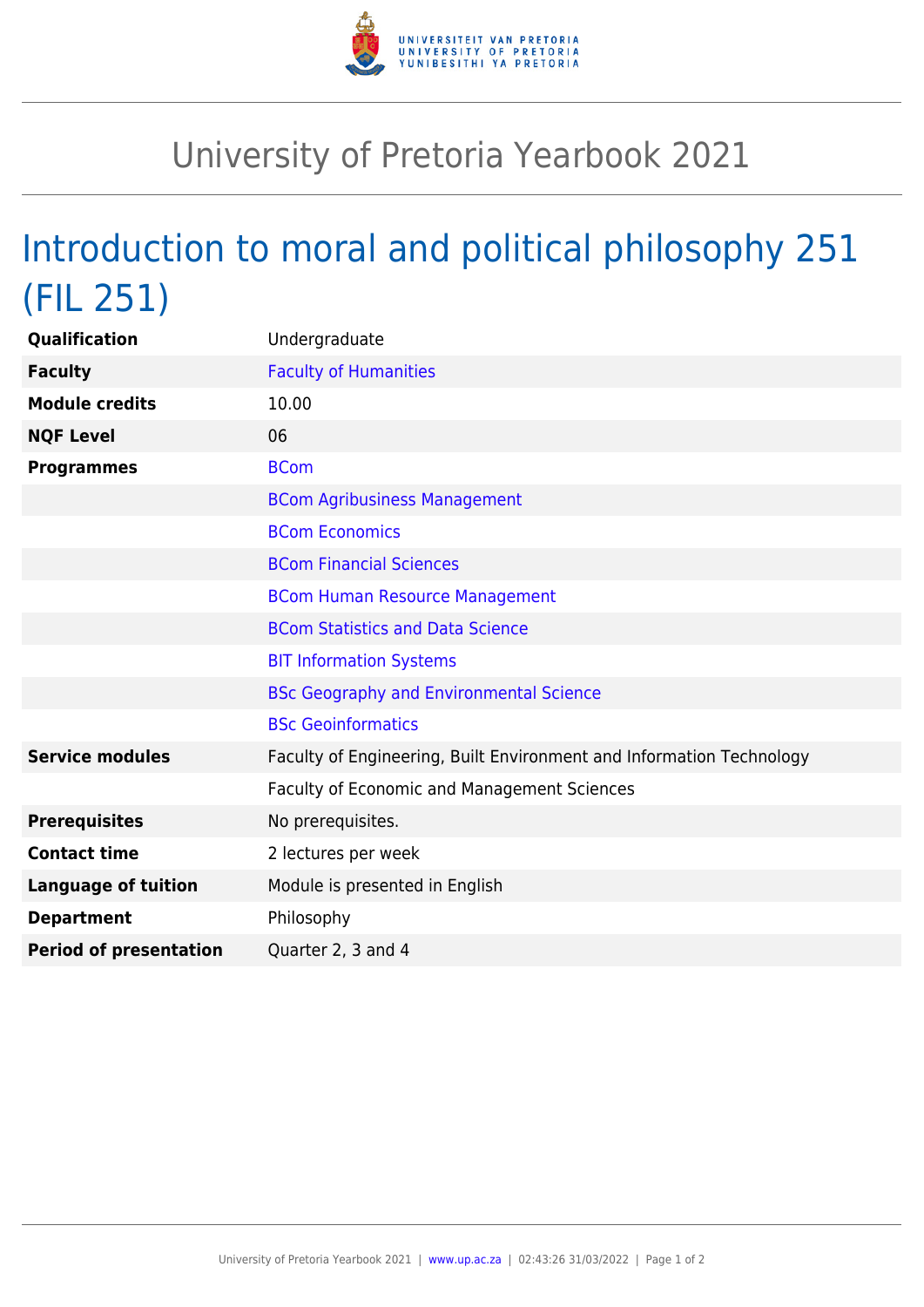# University of Pretoria Yearbook 2021

## Introduction to moral and political philosophy 251 (FIL 251)

| | |
|---|---|
| **Qualification** | Undergraduate |
| **Faculty** | Faculty of Humanities |
| **Module credits** | 10.00 |
| **NQF Level** | 06 |
| **Programmes** | BCom |
| | BCom Agribusiness Management |
| | BCom Economics |
| | BCom Financial Sciences |
| | BCom Human Resource Management |
| | BCom Statistics and Data Science |
| | BIT Information Systems |
| | BSc Geography and Environmental Science |
| | BSc Geoinformatics |
| **Service modules** | Faculty of Engineering, Built Environment and Information Technology |
| | Faculty of Economic and Management Sciences |
| **Prerequisites** | No prerequisites. |
| **Contact time** | 2 lectures per week |
| **Language of tuition** | Module is presented in English |
| **Department** | Philosophy |
| **Period of presentation** | Quarter 2, 3 and 4 |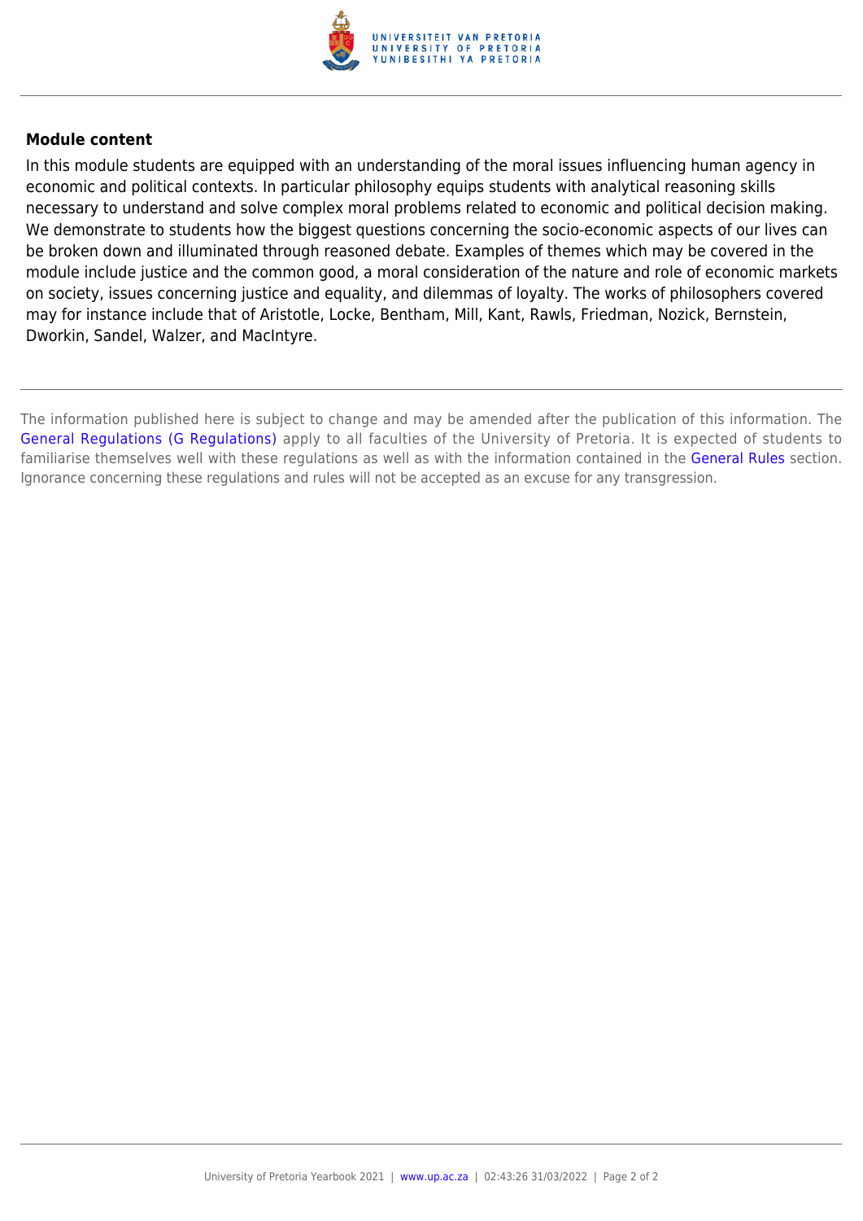### Module content

In this module students are equipped with an understanding of the moral issues influencing human agency in economic and political contexts. In particular philosophy equips students with analytical reasoning skills necessary to understand and solve complex moral problems related to economic and political decision making. We demonstrate to students how the biggest questions concerning the socio-economic aspects of our lives can be broken down and illuminated through reasoned debate. Examples of themes which may be covered in the module include justice and the common good, a moral consideration of the nature and role of economic markets on society, issues concerning justice and equality, and dilemmas of loyalty. The works of philosophers covered may for instance include that of Aristotle, Locke, Bentham, Mill, Kant, Rawls, Friedman, Nozick, Bernstein, Dworkin, Sandel, Walzer, and MacIntyre.

The information published here is subject to change and may be amended after the publication of this information. The General Regulations (G Regulations) apply to all faculties of the University of Pretoria. It is expected of students to familiarise themselves well with these regulations as well as with the information contained in the General Rules section. Ignorance concerning these regulations and rules will not be accepted as an excuse for any transgression.